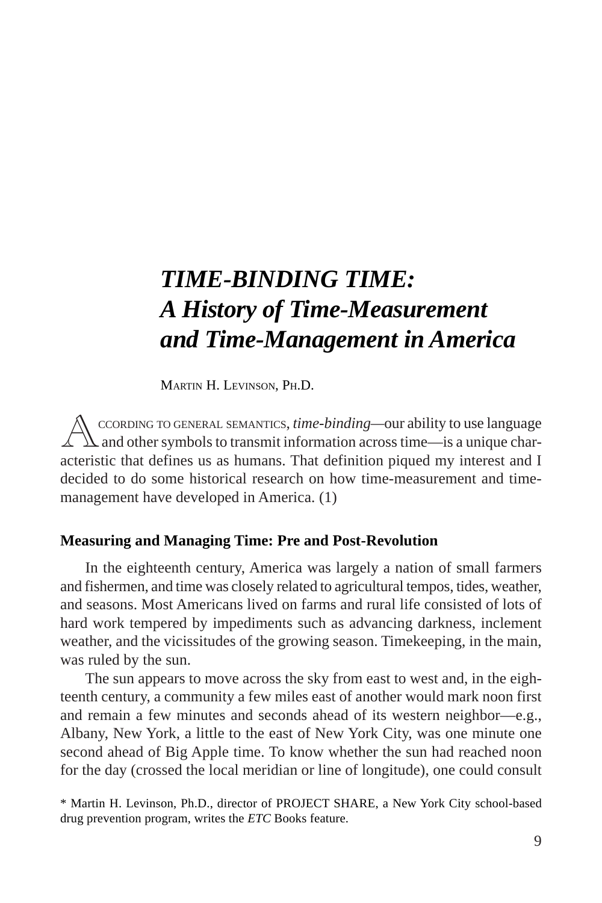# *TIME-BINDING TIME: A History of Time-Measurement and Time-Management in America*

Martin H. Levinson, Ph.D.

According to general semantics, *time-binding*—our ability to use language and other symbols to transmit information across time—is a unique characteristic that defines us as humans. That definition piqued my interest and I decided to do some historical research on how time-measurement and time-management have developed in America. (1)

### Measuring and Managing Time: Pre and Post-Revolution

In the eighteenth century, America was largely a nation of small farmers and fishermen, and time was closely related to agricultural tempos, tides, weather, and seasons. Most Americans lived on farms and rural life consisted of lots of hard work tempered by impediments such as advancing darkness, inclement weather, and the vicissitudes of the growing season. Timekeeping, in the main, was ruled by the sun.

The sun appears to move across the sky from east to west and, in the eighteenth century, a community a few miles east of another would mark noon first and remain a few minutes and seconds ahead of its western neighbor—e.g., Albany, New York, a little to the east of New York City, was one minute one second ahead of Big Apple time. To know whether the sun had reached noon for the day (crossed the local meridian or line of longitude), one could consult

\* Martin H. Levinson, Ph.D., director of PROJECT SHARE, a New York City school-based drug prevention program, writes the *ETC* Books feature.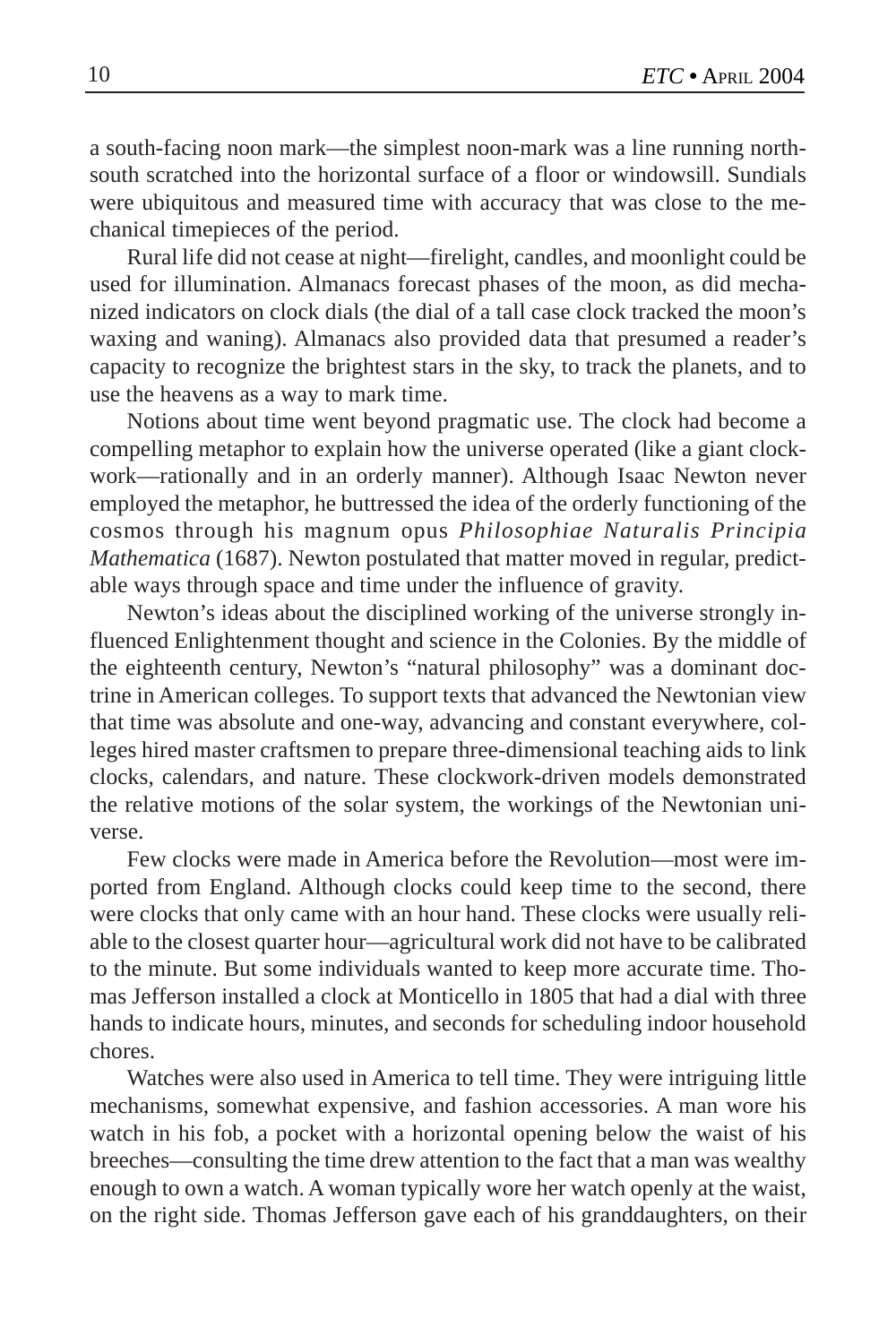a south-facing noon mark—the simplest noon-mark was a line running north-south scratched into the horizontal surface of a floor or windowsill. Sundials were ubiquitous and measured time with accuracy that was close to the mechanical timepieces of the period.

Rural life did not cease at night—firelight, candles, and moonlight could be used for illumination. Almanacs forecast phases of the moon, as did mechanized indicators on clock dials (the dial of a tall case clock tracked the moon's waxing and waning). Almanacs also provided data that presumed a reader's capacity to recognize the brightest stars in the sky, to track the planets, and to use the heavens as a way to mark time.

Notions about time went beyond pragmatic use. The clock had become a compelling metaphor to explain how the universe operated (like a giant clockwork—rationally and in an orderly manner). Although Isaac Newton never employed the metaphor, he buttressed the idea of the orderly functioning of the cosmos through his magnum opus *Philosophiae Naturalis Principia Mathematica* (1687). Newton postulated that matter moved in regular, predictable ways through space and time under the influence of gravity.

Newton's ideas about the disciplined working of the universe strongly influenced Enlightenment thought and science in the Colonies. By the middle of the eighteenth century, Newton's "natural philosophy" was a dominant doctrine in American colleges. To support texts that advanced the Newtonian view that time was absolute and one-way, advancing and constant everywhere, colleges hired master craftsmen to prepare three-dimensional teaching aids to link clocks, calendars, and nature. These clockwork-driven models demonstrated the relative motions of the solar system, the workings of the Newtonian universe.

Few clocks were made in America before the Revolution—most were imported from England. Although clocks could keep time to the second, there were clocks that only came with an hour hand. These clocks were usually reliable to the closest quarter hour—agricultural work did not have to be calibrated to the minute. But some individuals wanted to keep more accurate time. Thomas Jefferson installed a clock at Monticello in 1805 that had a dial with three hands to indicate hours, minutes, and seconds for scheduling indoor household chores.

Watches were also used in America to tell time. They were intriguing little mechanisms, somewhat expensive, and fashion accessories. A man wore his watch in his fob, a pocket with a horizontal opening below the waist of his breeches—consulting the time drew attention to the fact that a man was wealthy enough to own a watch. A woman typically wore her watch openly at the waist, on the right side. Thomas Jefferson gave each of his granddaughters, on their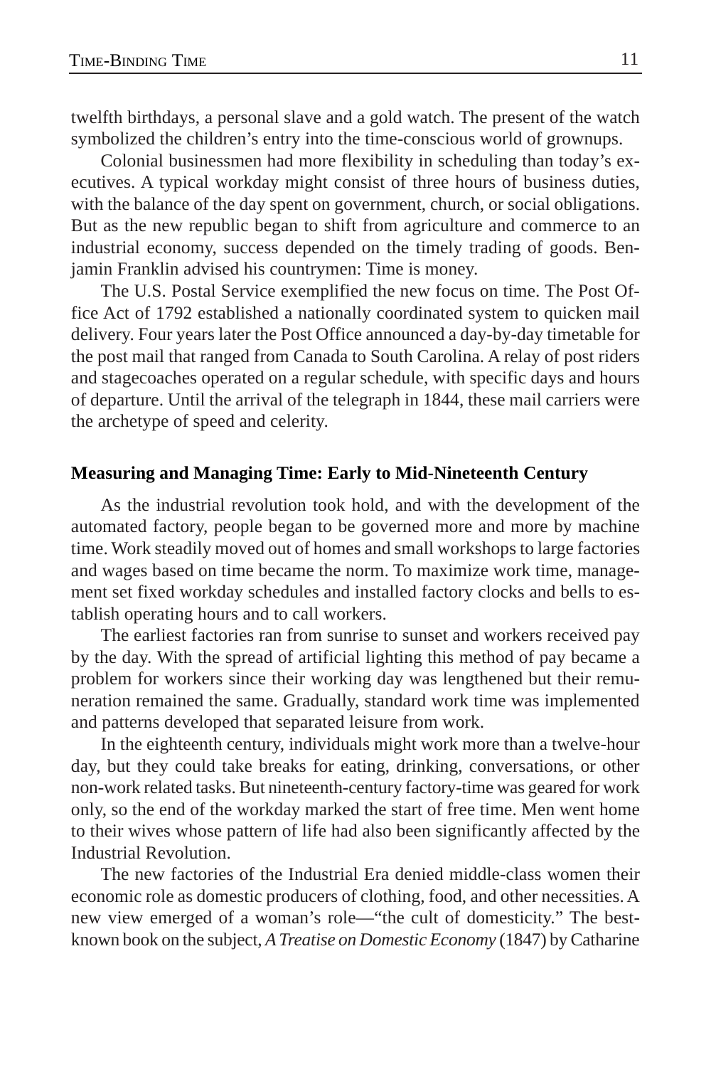twelfth birthdays, a personal slave and a gold watch. The present of the watch symbolized the children's entry into the time-conscious world of grownups.

Colonial businessmen had more flexibility in scheduling than today's executives. A typical workday might consist of three hours of business duties, with the balance of the day spent on government, church, or social obligations. But as the new republic began to shift from agriculture and commerce to an industrial economy, success depended on the timely trading of goods. Benjamin Franklin advised his countrymen: Time is money.

The U.S. Postal Service exemplified the new focus on time. The Post Office Act of 1792 established a nationally coordinated system to quicken mail delivery. Four years later the Post Office announced a day-by-day timetable for the post mail that ranged from Canada to South Carolina. A relay of post riders and stagecoaches operated on a regular schedule, with specific days and hours of departure. Until the arrival of the telegraph in 1844, these mail carriers were the archetype of speed and celerity.

**Measuring and Managing Time: Early to Mid-Nineteenth Century**

As the industrial revolution took hold, and with the development of the automated factory, people began to be governed more and more by machine time. Work steadily moved out of homes and small workshops to large factories and wages based on time became the norm. To maximize work time, management set fixed workday schedules and installed factory clocks and bells to establish operating hours and to call workers.

The earliest factories ran from sunrise to sunset and workers received pay by the day. With the spread of artificial lighting this method of pay became a problem for workers since their working day was lengthened but their remuneration remained the same. Gradually, standard work time was implemented and patterns developed that separated leisure from work.

In the eighteenth century, individuals might work more than a twelve-hour day, but they could take breaks for eating, drinking, conversations, or other non-work related tasks. But nineteenth-century factory-time was geared for work only, so the end of the workday marked the start of free time. Men went home to their wives whose pattern of life had also been significantly affected by the Industrial Revolution.

The new factories of the Industrial Era denied middle-class women their economic role as domestic producers of clothing, food, and other necessities. A new view emerged of a woman's role—"the cult of domesticity." The best-known book on the subject, *A Treatise on Domestic Economy* (1847) by Catharine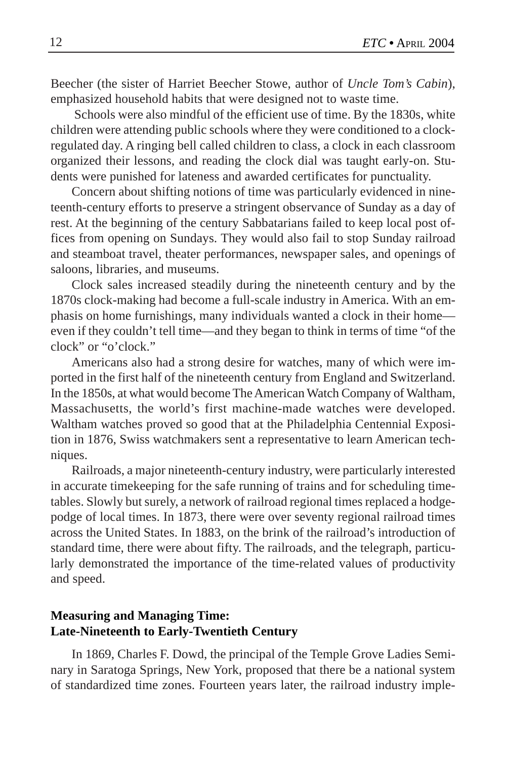Beecher (the sister of Harriet Beecher Stowe, author of *Uncle Tom's Cabin*), emphasized household habits that were designed not to waste time.

Schools were also mindful of the efficient use of time. By the 1830s, white children were attending public schools where they were conditioned to a clock-regulated day. A ringing bell called children to class, a clock in each classroom organized their lessons, and reading the clock dial was taught early-on. Students were punished for lateness and awarded certificates for punctuality.

Concern about shifting notions of time was particularly evidenced in nineteenth-century efforts to preserve a stringent observance of Sunday as a day of rest. At the beginning of the century Sabbatarians failed to keep local post offices from opening on Sundays. They would also fail to stop Sunday railroad and steamboat travel, theater performances, newspaper sales, and openings of saloons, libraries, and museums.

Clock sales increased steadily during the nineteenth century and by the 1870s clock-making had become a full-scale industry in America. With an emphasis on home furnishings, many individuals wanted a clock in their home—even if they couldn't tell time—and they began to think in terms of time "of the clock" or "o'clock."

Americans also had a strong desire for watches, many of which were imported in the first half of the nineteenth century from England and Switzerland. In the 1850s, at what would become The American Watch Company of Waltham, Massachusetts, the world's first machine-made watches were developed. Waltham watches proved so good that at the Philadelphia Centennial Exposition in 1876, Swiss watchmakers sent a representative to learn American techniques.

Railroads, a major nineteenth-century industry, were particularly interested in accurate timekeeping for the safe running of trains and for scheduling timetables. Slowly but surely, a network of railroad regional times replaced a hodgepodge of local times. In 1873, there were over seventy regional railroad times across the United States. In 1883, on the brink of the railroad's introduction of standard time, there were about fifty. The railroads, and the telegraph, particularly demonstrated the importance of the time-related values of productivity and speed.

## Measuring and Managing Time: Late-Nineteenth to Early-Twentieth Century

In 1869, Charles F. Dowd, the principal of the Temple Grove Ladies Seminary in Saratoga Springs, New York, proposed that there be a national system of standardized time zones. Fourteen years later, the railroad industry imple-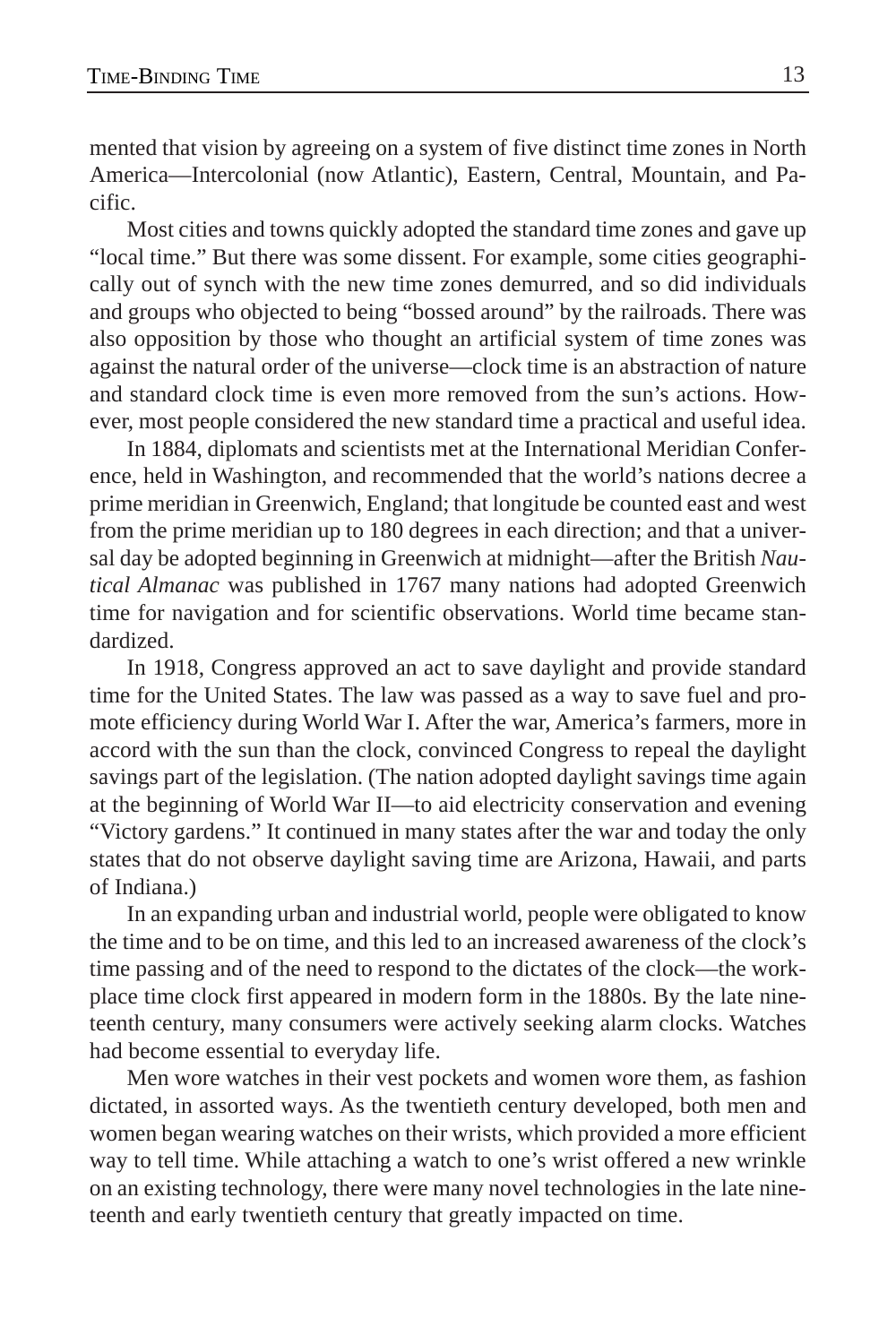mented that vision by agreeing on a system of five distinct time zones in North America—Intercolonial (now Atlantic), Eastern, Central, Mountain, and Pacific.

Most cities and towns quickly adopted the standard time zones and gave up "local time." But there was some dissent. For example, some cities geographically out of synch with the new time zones demurred, and so did individuals and groups who objected to being "bossed around" by the railroads. There was also opposition by those who thought an artificial system of time zones was against the natural order of the universe—clock time is an abstraction of nature and standard clock time is even more removed from the sun's actions. However, most people considered the new standard time a practical and useful idea.

In 1884, diplomats and scientists met at the International Meridian Conference, held in Washington, and recommended that the world's nations decree a prime meridian in Greenwich, England; that longitude be counted east and west from the prime meridian up to 180 degrees in each direction; and that a universal day be adopted beginning in Greenwich at midnight—after the British *Nautical Almanac* was published in 1767 many nations had adopted Greenwich time for navigation and for scientific observations. World time became standardized.

In 1918, Congress approved an act to save daylight and provide standard time for the United States. The law was passed as a way to save fuel and promote efficiency during World War I. After the war, America's farmers, more in accord with the sun than the clock, convinced Congress to repeal the daylight savings part of the legislation. (The nation adopted daylight savings time again at the beginning of World War II—to aid electricity conservation and evening "Victory gardens." It continued in many states after the war and today the only states that do not observe daylight saving time are Arizona, Hawaii, and parts of Indiana.)

In an expanding urban and industrial world, people were obligated to know the time and to be on time, and this led to an increased awareness of the clock's time passing and of the need to respond to the dictates of the clock—the workplace time clock first appeared in modern form in the 1880s. By the late nineteenth century, many consumers were actively seeking alarm clocks. Watches had become essential to everyday life.

Men wore watches in their vest pockets and women wore them, as fashion dictated, in assorted ways. As the twentieth century developed, both men and women began wearing watches on their wrists, which provided a more efficient way to tell time. While attaching a watch to one's wrist offered a new wrinkle on an existing technology, there were many novel technologies in the late nineteenth and early twentieth century that greatly impacted on time.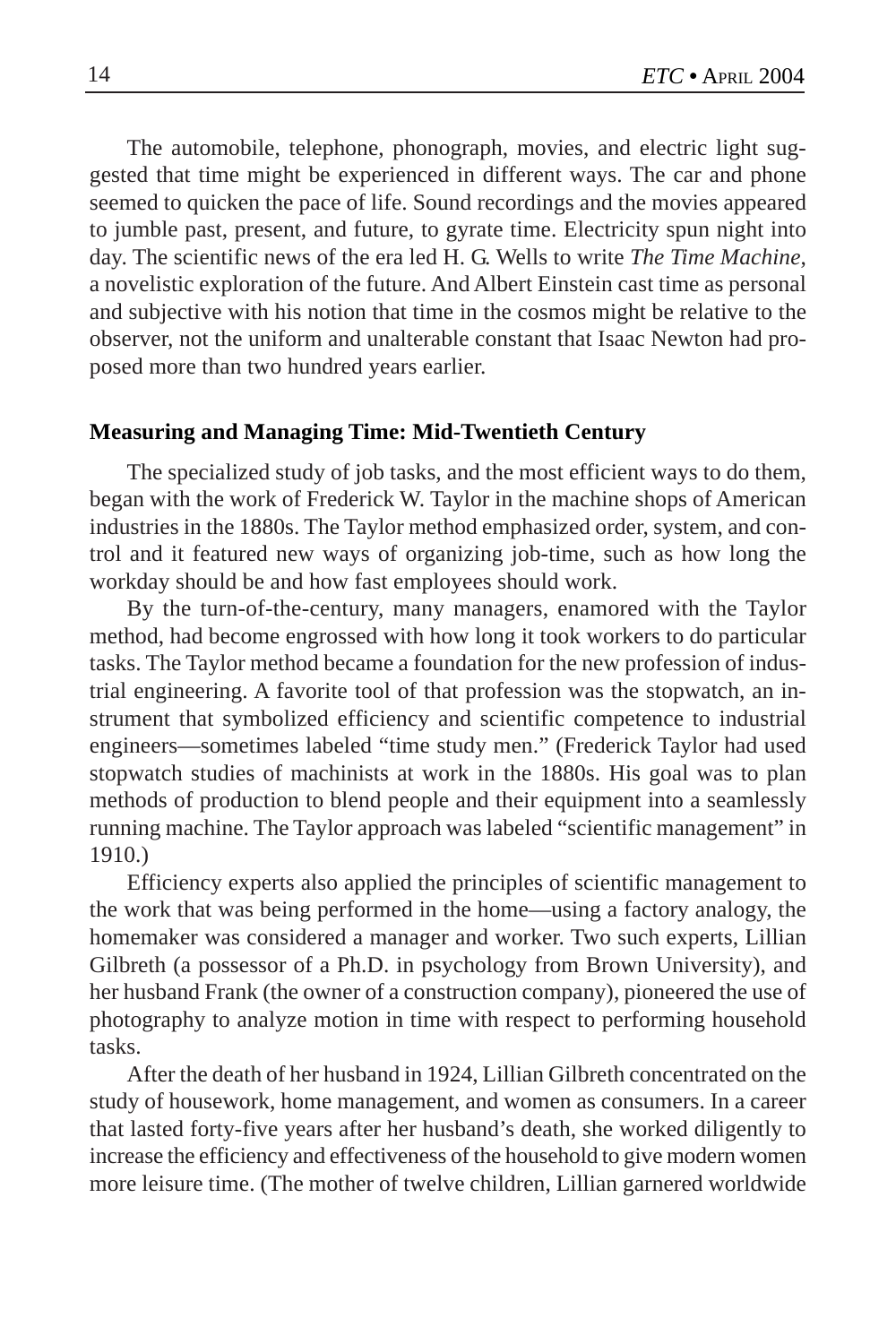The automobile, telephone, phonograph, movies, and electric light suggested that time might be experienced in different ways. The car and phone seemed to quicken the pace of life. Sound recordings and the movies appeared to jumble past, present, and future, to gyrate time. Electricity spun night into day. The scientific news of the era led H. G. Wells to write *The Time Machine*, a novelistic exploration of the future. And Albert Einstein cast time as personal and subjective with his notion that time in the cosmos might be relative to the observer, not the uniform and unalterable constant that Isaac Newton had proposed more than two hundred years earlier.

**Measuring and Managing Time: Mid-Twentieth Century**

The specialized study of job tasks, and the most efficient ways to do them, began with the work of Frederick W. Taylor in the machine shops of American industries in the 1880s. The Taylor method emphasized order, system, and control and it featured new ways of organizing job-time, such as how long the workday should be and how fast employees should work.

By the turn-of-the-century, many managers, enamored with the Taylor method, had become engrossed with how long it took workers to do particular tasks. The Taylor method became a foundation for the new profession of industrial engineering. A favorite tool of that profession was the stopwatch, an instrument that symbolized efficiency and scientific competence to industrial engineers—sometimes labeled "time study men." (Frederick Taylor had used stopwatch studies of machinists at work in the 1880s. His goal was to plan methods of production to blend people and their equipment into a seamlessly running machine. The Taylor approach was labeled "scientific management" in 1910.)

Efficiency experts also applied the principles of scientific management to the work that was being performed in the home—using a factory analogy, the homemaker was considered a manager and worker. Two such experts, Lillian Gilbreth (a possessor of a Ph.D. in psychology from Brown University), and her husband Frank (the owner of a construction company), pioneered the use of photography to analyze motion in time with respect to performing household tasks.

After the death of her husband in 1924, Lillian Gilbreth concentrated on the study of housework, home management, and women as consumers. In a career that lasted forty-five years after her husband's death, she worked diligently to increase the efficiency and effectiveness of the household to give modern women more leisure time. (The mother of twelve children, Lillian garnered worldwide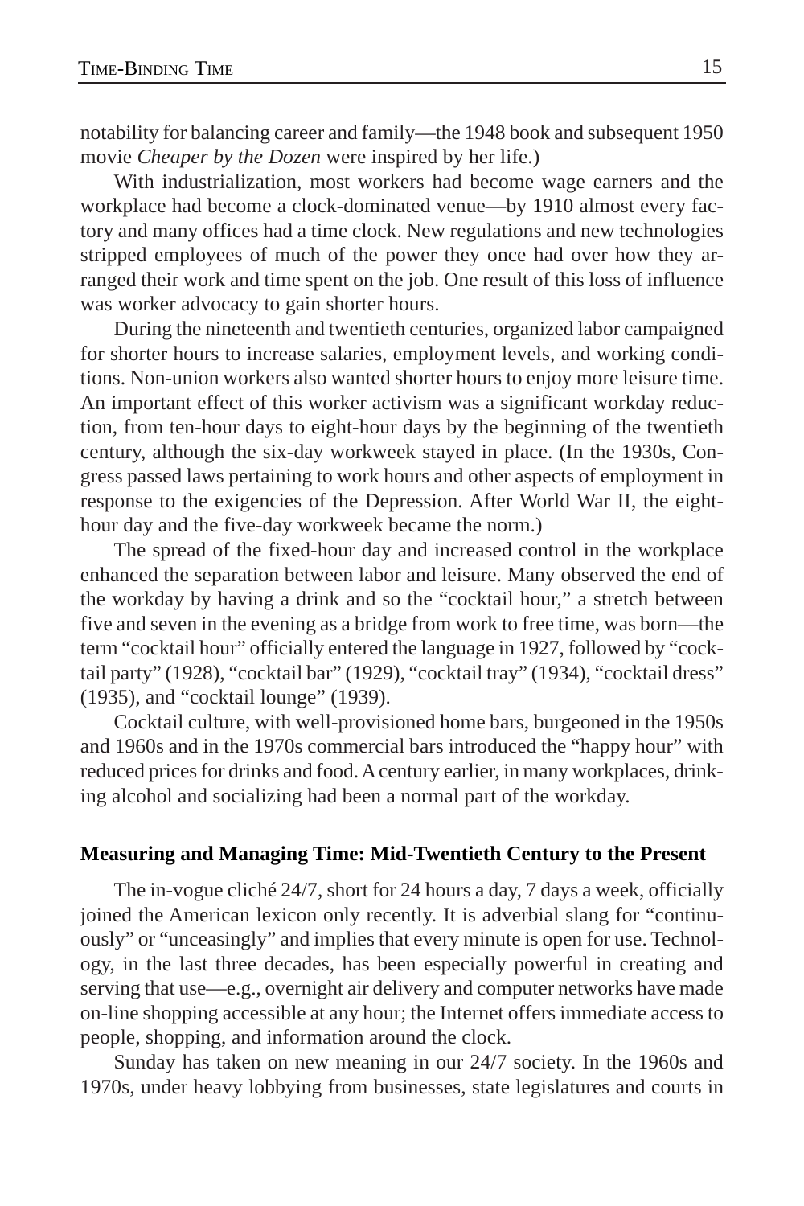notability for balancing career and family—the 1948 book and subsequent 1950 movie *Cheaper by the Dozen* were inspired by her life.)

With industrialization, most workers had become wage earners and the workplace had become a clock-dominated venue—by 1910 almost every factory and many offices had a time clock. New regulations and new technologies stripped employees of much of the power they once had over how they arranged their work and time spent on the job. One result of this loss of influence was worker advocacy to gain shorter hours.

During the nineteenth and twentieth centuries, organized labor campaigned for shorter hours to increase salaries, employment levels, and working conditions. Non-union workers also wanted shorter hours to enjoy more leisure time. An important effect of this worker activism was a significant workday reduction, from ten-hour days to eight-hour days by the beginning of the twentieth century, although the six-day workweek stayed in place. (In the 1930s, Congress passed laws pertaining to work hours and other aspects of employment in response to the exigencies of the Depression. After World War II, the eight-hour day and the five-day workweek became the norm.)

The spread of the fixed-hour day and increased control in the workplace enhanced the separation between labor and leisure. Many observed the end of the workday by having a drink and so the "cocktail hour," a stretch between five and seven in the evening as a bridge from work to free time, was born—the term "cocktail hour" officially entered the language in 1927, followed by "cocktail party" (1928), "cocktail bar" (1929), "cocktail tray" (1934), "cocktail dress" (1935), and "cocktail lounge" (1939).

Cocktail culture, with well-provisioned home bars, burgeoned in the 1950s and 1960s and in the 1970s commercial bars introduced the "happy hour" with reduced prices for drinks and food. A century earlier, in many workplaces, drinking alcohol and socializing had been a normal part of the workday.

**Measuring and Managing Time: Mid-Twentieth Century to the Present**

The in-vogue cliché 24/7, short for 24 hours a day, 7 days a week, officially joined the American lexicon only recently. It is adverbial slang for "continuously" or "unceasingly" and implies that every minute is open for use. Technology, in the last three decades, has been especially powerful in creating and serving that use—e.g., overnight air delivery and computer networks have made on-line shopping accessible at any hour; the Internet offers immediate access to people, shopping, and information around the clock.

Sunday has taken on new meaning in our 24/7 society. In the 1960s and 1970s, under heavy lobbying from businesses, state legislatures and courts in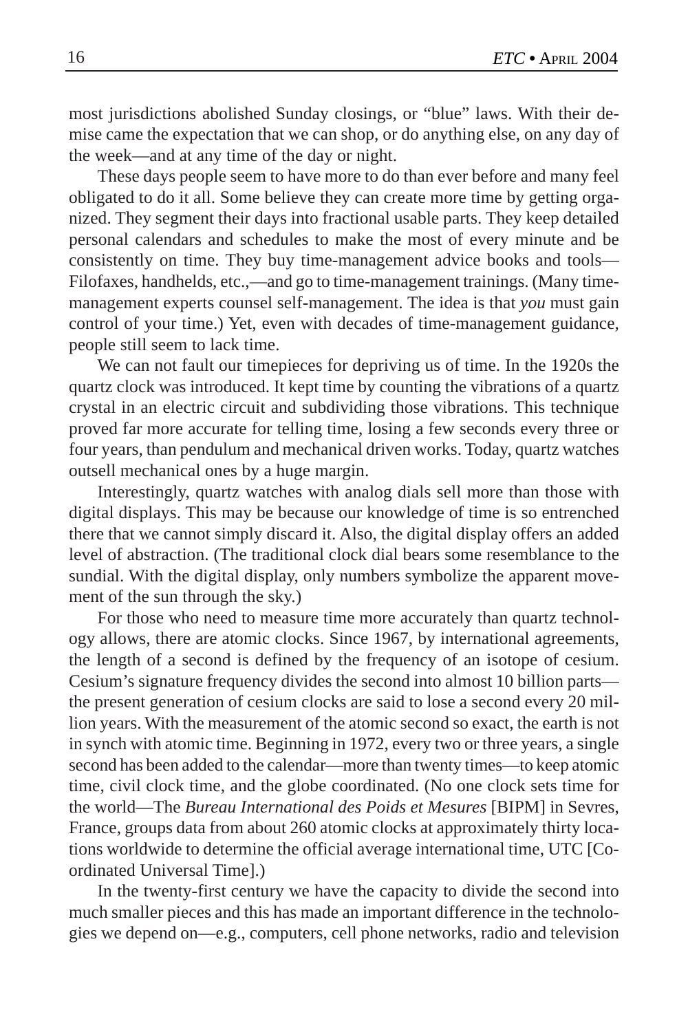most jurisdictions abolished Sunday closings, or "blue" laws. With their demise came the expectation that we can shop, or do anything else, on any day of the week—and at any time of the day or night.

These days people seem to have more to do than ever before and many feel obligated to do it all. Some believe they can create more time by getting organized. They segment their days into fractional usable parts. They keep detailed personal calendars and schedules to make the most of every minute and be consistently on time. They buy time-management advice books and tools—Filofaxes, handhelds, etc.,—and go to time-management trainings. (Many time-management experts counsel self-management. The idea is that *you* must gain control of your time.) Yet, even with decades of time-management guidance, people still seem to lack time.

We can not fault our timepieces for depriving us of time. In the 1920s the quartz clock was introduced. It kept time by counting the vibrations of a quartz crystal in an electric circuit and subdividing those vibrations. This technique proved far more accurate for telling time, losing a few seconds every three or four years, than pendulum and mechanical driven works. Today, quartz watches outsell mechanical ones by a huge margin.

Interestingly, quartz watches with analog dials sell more than those with digital displays. This may be because our knowledge of time is so entrenched there that we cannot simply discard it. Also, the digital display offers an added level of abstraction. (The traditional clock dial bears some resemblance to the sundial. With the digital display, only numbers symbolize the apparent movement of the sun through the sky.)

For those who need to measure time more accurately than quartz technology allows, there are atomic clocks. Since 1967, by international agreements, the length of a second is defined by the frequency of an isotope of cesium. Cesium's signature frequency divides the second into almost 10 billion parts—the present generation of cesium clocks are said to lose a second every 20 million years. With the measurement of the atomic second so exact, the earth is not in synch with atomic time. Beginning in 1972, every two or three years, a single second has been added to the calendar—more than twenty times—to keep atomic time, civil clock time, and the globe coordinated. (No one clock sets time for the world—The *Bureau International des Poids et Mesures* [BIPM] in Sevres, France, groups data from about 260 atomic clocks at approximately thirty locations worldwide to determine the official average international time, UTC [Coordinated Universal Time].)

In the twenty-first century we have the capacity to divide the second into much smaller pieces and this has made an important difference in the technologies we depend on—e.g., computers, cell phone networks, radio and television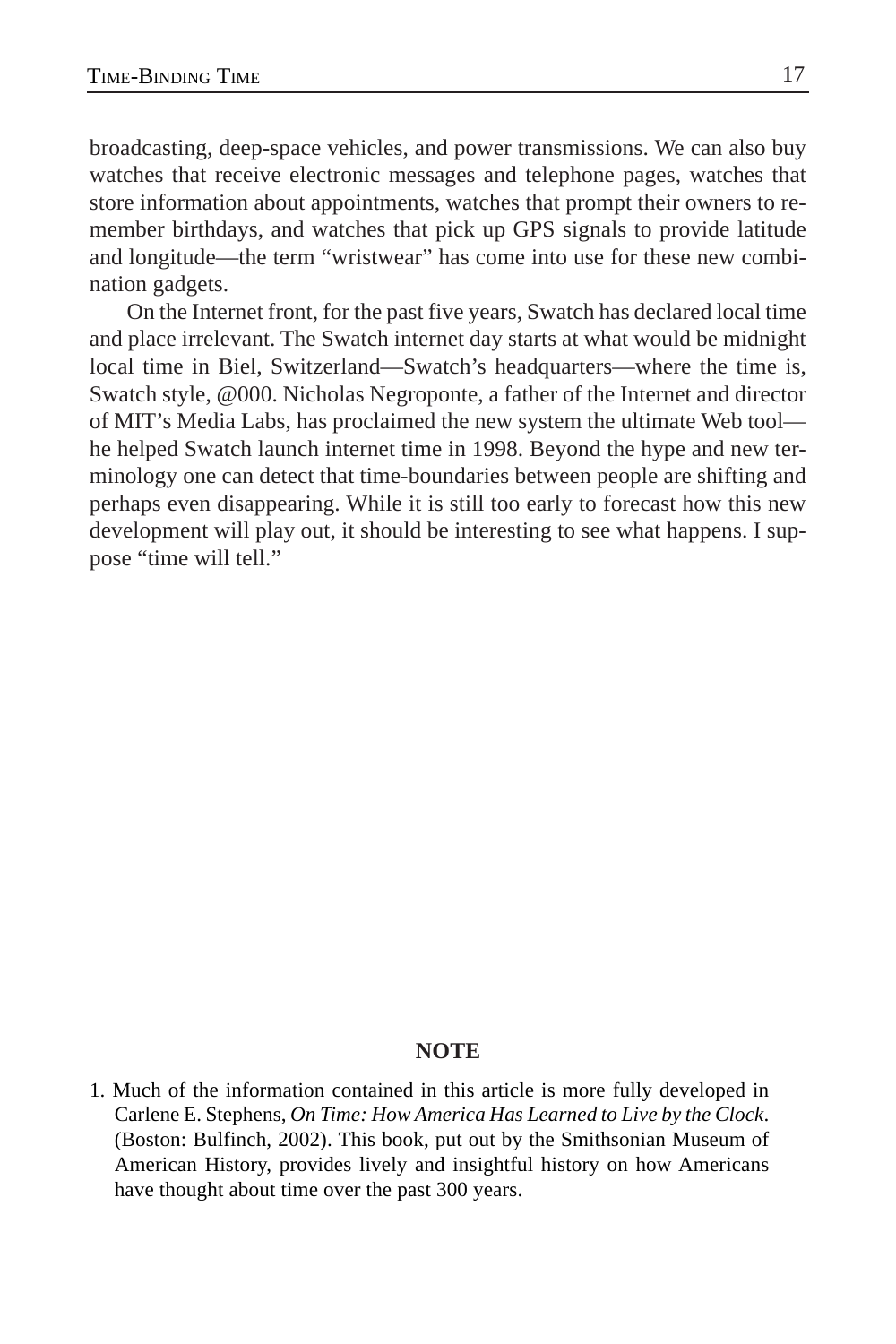broadcasting, deep-space vehicles, and power transmissions. We can also buy watches that receive electronic messages and telephone pages, watches that store information about appointments, watches that prompt their owners to remember birthdays, and watches that pick up GPS signals to provide latitude and longitude—the term "wristwear" has come into use for these new combination gadgets.

On the Internet front, for the past five years, Swatch has declared local time and place irrelevant. The Swatch internet day starts at what would be midnight local time in Biel, Switzerland—Swatch's headquarters—where the time is, Swatch style, @000. Nicholas Negroponte, a father of the Internet and director of MIT's Media Labs, has proclaimed the new system the ultimate Web tool—he helped Swatch launch internet time in 1998. Beyond the hype and new terminology one can detect that time-boundaries between people are shifting and perhaps even disappearing. While it is still too early to forecast how this new development will play out, it should be interesting to see what happens. I suppose "time will tell."

## NOTE

1. Much of the information contained in this article is more fully developed in Carlene E. Stephens, *On Time: How America Has Learned to Live by the Clock*. (Boston: Bulfinch, 2002). This book, put out by the Smithsonian Museum of American History, provides lively and insightful history on how Americans have thought about time over the past 300 years.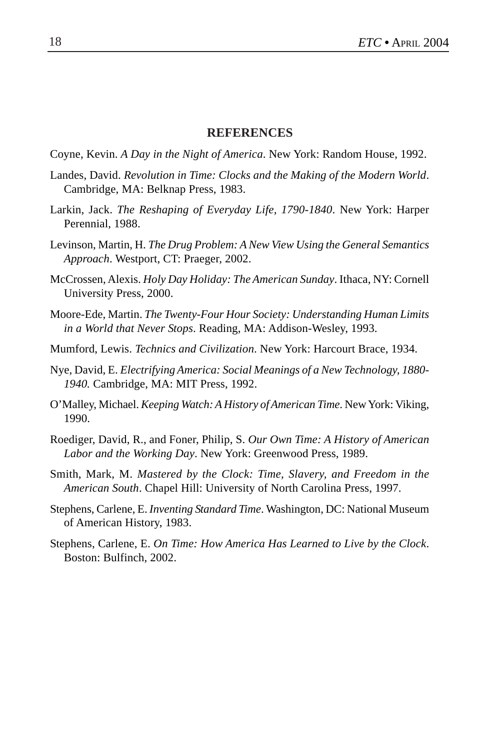## REFERENCES

Coyne, Kevin. *A Day in the Night of America*. New York: Random House, 1992.

Landes, David. *Revolution in Time: Clocks and the Making of the Modern World*. Cambridge, MA: Belknap Press, 1983.

Larkin, Jack. *The Reshaping of Everyday Life, 1790-1840*. New York: Harper Perennial, 1988.

Levinson, Martin, H. *The Drug Problem: A New View Using the General Semantics Approach*. Westport, CT: Praeger, 2002.

McCrossen, Alexis. *Holy Day Holiday: The American Sunday*. Ithaca, NY: Cornell University Press, 2000.

Moore-Ede, Martin. *The Twenty-Four Hour Society: Understanding Human Limits in a World that Never Stops*. Reading, MA: Addison-Wesley, 1993.

Mumford, Lewis. *Technics and Civilization*. New York: Harcourt Brace, 1934.

Nye, David, E. *Electrifying America: Social Meanings of a New Technology, 1880-1940.* Cambridge, MA: MIT Press, 1992.

O'Malley, Michael. *Keeping Watch: A History of American Time*. New York: Viking, 1990.

Roediger, David, R., and Foner, Philip, S. *Our Own Time: A History of American Labor and the Working Day*. New York: Greenwood Press, 1989.

Smith, Mark, M. *Mastered by the Clock: Time, Slavery, and Freedom in the American South*. Chapel Hill: University of North Carolina Press, 1997.

Stephens, Carlene, E. *Inventing Standard Time*. Washington, DC: National Museum of American History, 1983.

Stephens, Carlene, E. *On Time: How America Has Learned to Live by the Clock*. Boston: Bulfinch, 2002.